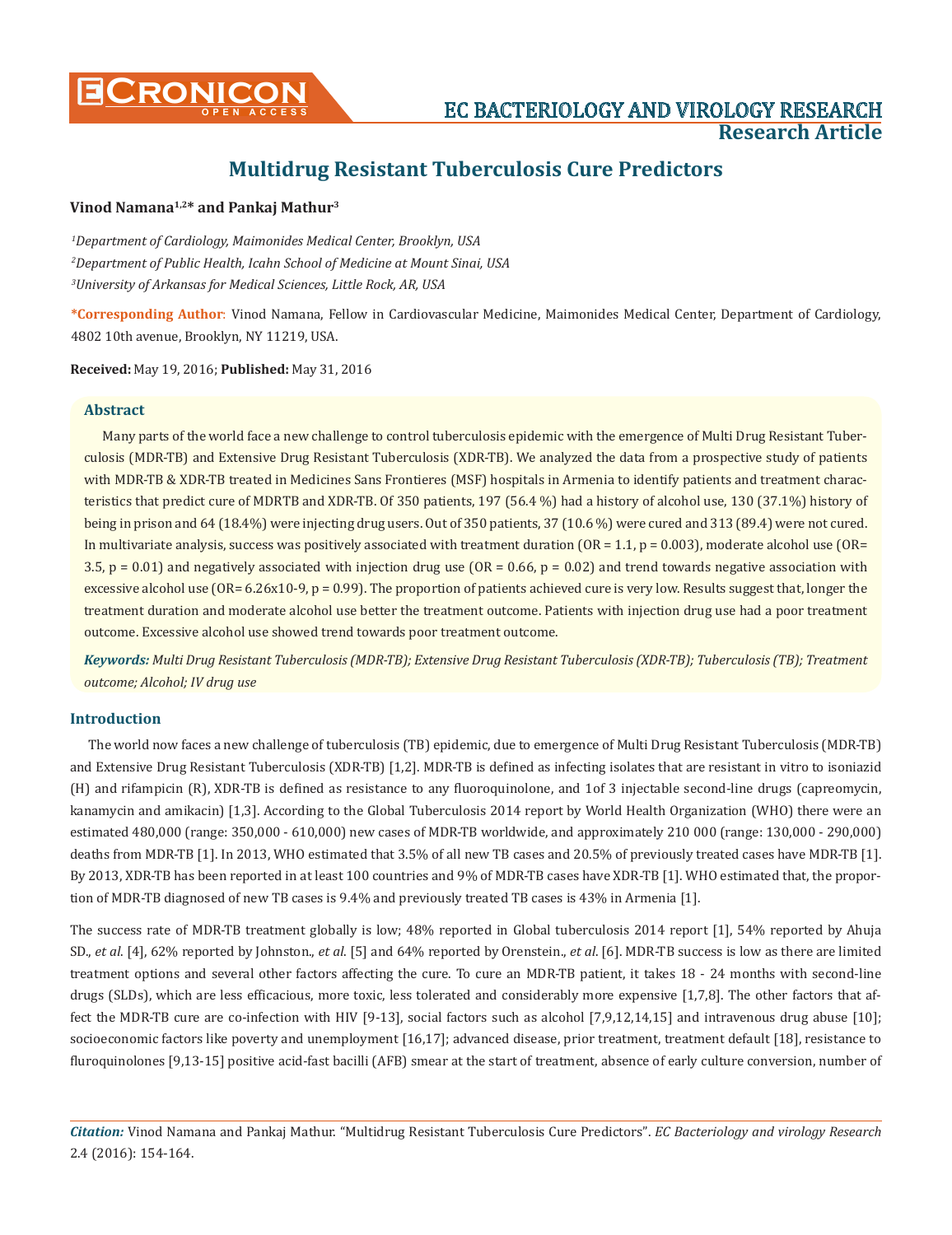# Multidrug Resistant Tuberculosis Cure Predictors

**Vinod Namana[1,2]* and Pankaj Mathur[3]**

*[1]Department of Cardiology, Maimonides Medical Center, Brooklyn, USA*

*[2]Department of Public Health, Icahn School of Medicine at Mount Sinai, USA*

*[3]University of Arkansas for Medical Sciences, Little Rock, AR, USA*

**\*Corresponding Author**: Vinod Namana, Fellow in Cardiovascular Medicine, Maimonides Medical Center, Department of Cardiology, 4802 10th avenue, Brooklyn, NY 11219, USA.

**Received:** May 19, 2016; **Published:** May 31, 2016

## Abstract

Many parts of the world face a new challenge to control tuberculosis epidemic with the emergence of Multi Drug Resistant Tuberculosis (MDR-TB) and Extensive Drug Resistant Tuberculosis (XDR-TB). We analyzed the data from a prospective study of patients with MDR-TB & XDR-TB treated in Medicines Sans Frontieres (MSF) hospitals in Armenia to identify patients and treatment characteristics that predict cure of MDRTB and XDR-TB. Of 350 patients, 197 (56.4 %) had a history of alcohol use, 130 (37.1%) history of being in prison and 64 (18.4%) were injecting drug users. Out of 350 patients, 37 (10.6 %) were cured and 313 (89.4) were not cured. In multivariate analysis, success was positively associated with treatment duration (OR = 1.1, p = 0.003), moderate alcohol use (OR= 3.5, p = 0.01) and negatively associated with injection drug use (OR = 0.66, p = 0.02) and trend towards negative association with excessive alcohol use (OR= $6.26 \times 10^{-9}$, p = 0.99). The proportion of patients achieved cure is very low. Results suggest that, longer the treatment duration and moderate alcohol use better the treatment outcome. Patients with injection drug use had a poor treatment outcome. Excessive alcohol use showed trend towards poor treatment outcome.

***Keywords:** Multi Drug Resistant Tuberculosis (MDR-TB); Extensive Drug Resistant Tuberculosis (XDR-TB); Tuberculosis (TB); Treatment outcome; Alcohol; IV drug use*

## Introduction

The world now faces a new challenge of tuberculosis (TB) epidemic, due to emergence of Multi Drug Resistant Tuberculosis (MDR-TB) and Extensive Drug Resistant Tuberculosis (XDR-TB) [1,2]. MDR-TB is defined as infecting isolates that are resistant in vitro to isoniazid (H) and rifampicin (R), XDR-TB is defined as resistance to any fluoroquinolone, and 1of 3 injectable second-line drugs (capreomycin, kanamycin and amikacin) [1,3]. According to the Global Tuberculosis 2014 report by World Health Organization (WHO) there were an estimated 480,000 (range: 350,000 - 610,000) new cases of MDR-TB worldwide, and approximately 210 000 (range: 130,000 - 290,000) deaths from MDR-TB [1]. In 2013, WHO estimated that 3.5% of all new TB cases and 20.5% of previously treated cases have MDR-TB [1]. By 2013, XDR-TB has been reported in at least 100 countries and 9% of MDR-TB cases have XDR-TB [1]. WHO estimated that, the proportion of MDR-TB diagnosed of new TB cases is 9.4% and previously treated TB cases is 43% in Armenia [1].

The success rate of MDR-TB treatment globally is low; 48% reported in Global tuberculosis 2014 report [1], 54% reported by Ahuja SD., *et al*. [4], 62% reported by Johnston., *et al*. [5] and 64% reported by Orenstein., *et al*. [6]. MDR-TB success is low as there are limited treatment options and several other factors affecting the cure. To cure an MDR-TB patient, it takes 18 - 24 months with second-line drugs (SLDs), which are less efficacious, more toxic, less tolerated and considerably more expensive [1,7,8]. The other factors that affect the MDR-TB cure are co-infection with HIV [9-13], social factors such as alcohol [7,9,12,14,15] and intravenous drug abuse [10]; socioeconomic factors like poverty and unemployment [16,17]; advanced disease, prior treatment, treatment default [18], resistance to fluroquinolones [9,13-15] positive acid-fast bacilli (AFB) smear at the start of treatment, absence of early culture conversion, number of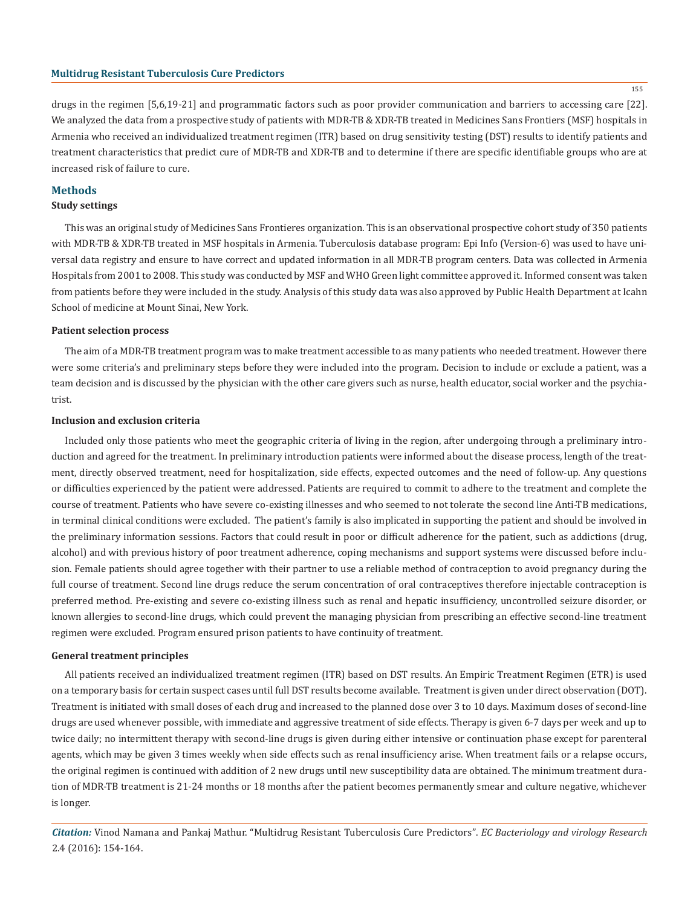drugs in the regimen [5,6,19-21] and programmatic factors such as poor provider communication and barriers to accessing care [22]. We analyzed the data from a prospective study of patients with MDR-TB & XDR-TB treated in Medicines Sans Frontiers (MSF) hospitals in Armenia who received an individualized treatment regimen (ITR) based on drug sensitivity testing (DST) results to identify patients and treatment characteristics that predict cure of MDR-TB and XDR-TB and to determine if there are specific identifiable groups who are at increased risk of failure to cure.

## Methods

### Study settings

This was an original study of Medicines Sans Frontieres organization. This is an observational prospective cohort study of 350 patients with MDR-TB & XDR-TB treated in MSF hospitals in Armenia. Tuberculosis database program: Epi Info (Version-6) was used to have universal data registry and ensure to have correct and updated information in all MDR-TB program centers. Data was collected in Armenia Hospitals from 2001 to 2008. This study was conducted by MSF and WHO Green light committee approved it. Informed consent was taken from patients before they were included in the study. Analysis of this study data was also approved by Public Health Department at Icahn School of medicine at Mount Sinai, New York.

### Patient selection process

The aim of a MDR-TB treatment program was to make treatment accessible to as many patients who needed treatment. However there were some criteria's and preliminary steps before they were included into the program. Decision to include or exclude a patient, was a team decision and is discussed by the physician with the other care givers such as nurse, health educator, social worker and the psychiatrist.

### Inclusion and exclusion criteria

Included only those patients who meet the geographic criteria of living in the region, after undergoing through a preliminary introduction and agreed for the treatment. In preliminary introduction patients were informed about the disease process, length of the treatment, directly observed treatment, need for hospitalization, side effects, expected outcomes and the need of follow-up. Any questions or difficulties experienced by the patient were addressed. Patients are required to commit to adhere to the treatment and complete the course of treatment. Patients who have severe co-existing illnesses and who seemed to not tolerate the second line Anti-TB medications, in terminal clinical conditions were excluded. The patient's family is also implicated in supporting the patient and should be involved in the preliminary information sessions. Factors that could result in poor or difficult adherence for the patient, such as addictions (drug, alcohol) and with previous history of poor treatment adherence, coping mechanisms and support systems were discussed before inclusion. Female patients should agree together with their partner to use a reliable method of contraception to avoid pregnancy during the full course of treatment. Second line drugs reduce the serum concentration of oral contraceptives therefore injectable contraception is preferred method. Pre-existing and severe co-existing illness such as renal and hepatic insufficiency, uncontrolled seizure disorder, or known allergies to second-line drugs, which could prevent the managing physician from prescribing an effective second-line treatment regimen were excluded. Program ensured prison patients to have continuity of treatment.

### General treatment principles

All patients received an individualized treatment regimen (ITR) based on DST results. An Empiric Treatment Regimen (ETR) is used on a temporary basis for certain suspect cases until full DST results become available. Treatment is given under direct observation (DOT). Treatment is initiated with small doses of each drug and increased to the planned dose over 3 to 10 days. Maximum doses of second-line drugs are used whenever possible, with immediate and aggressive treatment of side effects. Therapy is given 6-7 days per week and up to twice daily; no intermittent therapy with second-line drugs is given during either intensive or continuation phase except for parenteral agents, which may be given 3 times weekly when side effects such as renal insufficiency arise. When treatment fails or a relapse occurs, the original regimen is continued with addition of 2 new drugs until new susceptibility data are obtained. The minimum treatment duration of MDR-TB treatment is 21-24 months or 18 months after the patient becomes permanently smear and culture negative, whichever is longer.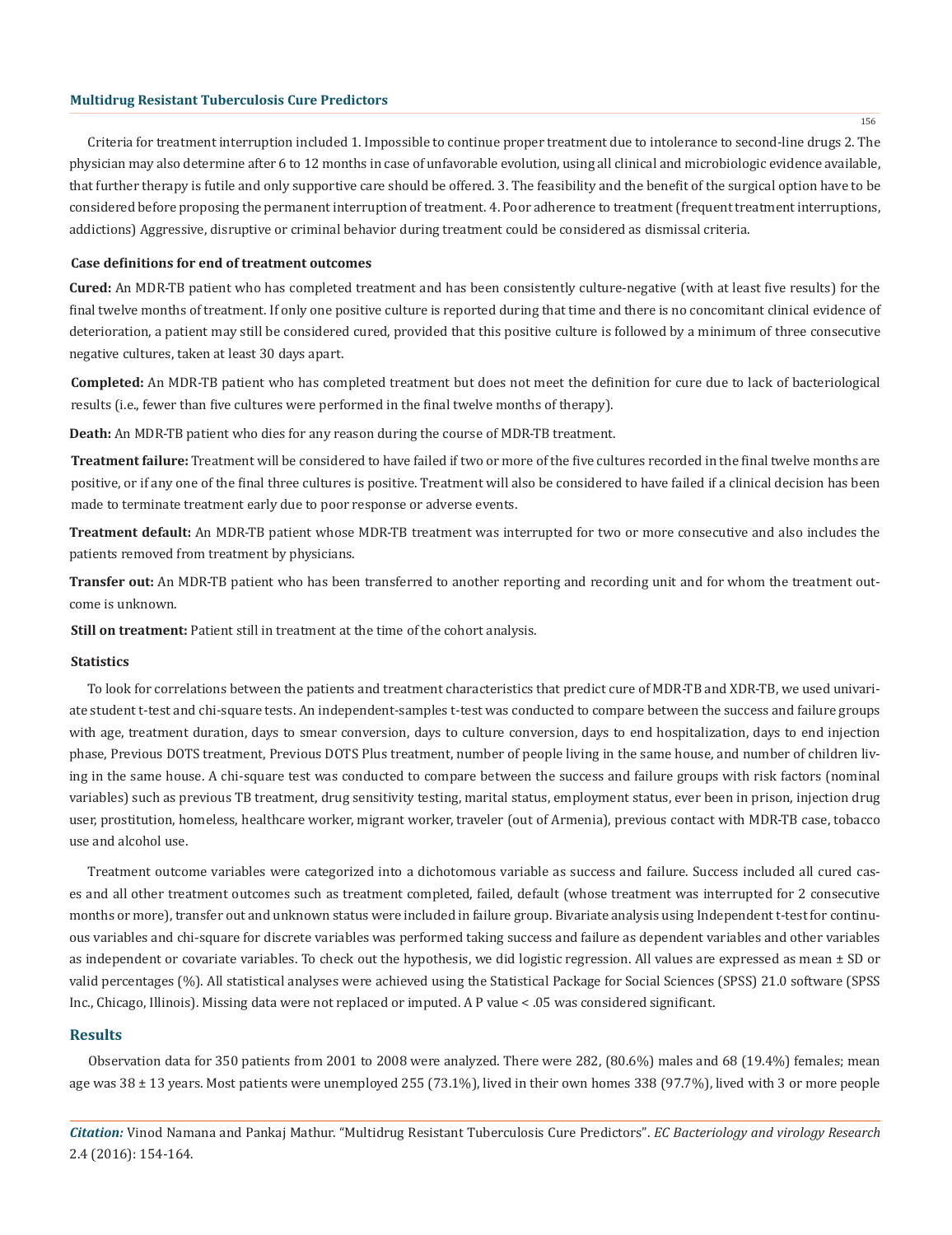Criteria for treatment interruption included 1. Impossible to continue proper treatment due to intolerance to second-line drugs 2. The physician may also determine after 6 to 12 months in case of unfavorable evolution, using all clinical and microbiologic evidence available, that further therapy is futile and only supportive care should be offered. 3. The feasibility and the benefit of the surgical option have to be considered before proposing the permanent interruption of treatment. 4. Poor adherence to treatment (frequent treatment interruptions, addictions) Aggressive, disruptive or criminal behavior during treatment could be considered as dismissal criteria.

### Case definitions for end of treatment outcomes

**Cured:** An MDR-TB patient who has completed treatment and has been consistently culture-negative (with at least five results) for the final twelve months of treatment. If only one positive culture is reported during that time and there is no concomitant clinical evidence of deterioration, a patient may still be considered cured, provided that this positive culture is followed by a minimum of three consecutive negative cultures, taken at least 30 days apart.

**Completed:** An MDR-TB patient who has completed treatment but does not meet the definition for cure due to lack of bacteriological results (i.e., fewer than five cultures were performed in the final twelve months of therapy).

**Death:** An MDR-TB patient who dies for any reason during the course of MDR-TB treatment.

**Treatment failure:** Treatment will be considered to have failed if two or more of the five cultures recorded in the final twelve months are positive, or if any one of the final three cultures is positive. Treatment will also be considered to have failed if a clinical decision has been made to terminate treatment early due to poor response or adverse events.

**Treatment default:** An MDR-TB patient whose MDR-TB treatment was interrupted for two or more consecutive and also includes the patients removed from treatment by physicians.

**Transfer out:** An MDR-TB patient who has been transferred to another reporting and recording unit and for whom the treatment outcome is unknown.

**Still on treatment:** Patient still in treatment at the time of the cohort analysis.

### Statistics

To look for correlations between the patients and treatment characteristics that predict cure of MDR-TB and XDR-TB, we used univariate student t-test and chi-square tests. An independent-samples t-test was conducted to compare between the success and failure groups with age, treatment duration, days to smear conversion, days to culture conversion, days to end hospitalization, days to end injection phase, Previous DOTS treatment, Previous DOTS Plus treatment, number of people living in the same house, and number of children living in the same house. A chi-square test was conducted to compare between the success and failure groups with risk factors (nominal variables) such as previous TB treatment, drug sensitivity testing, marital status, employment status, ever been in prison, injection drug user, prostitution, homeless, healthcare worker, migrant worker, traveler (out of Armenia), previous contact with MDR-TB case, tobacco use and alcohol use.

Treatment outcome variables were categorized into a dichotomous variable as success and failure. Success included all cured cases and all other treatment outcomes such as treatment completed, failed, default (whose treatment was interrupted for 2 consecutive months or more), transfer out and unknown status were included in failure group. Bivariate analysis using Independent t-test for continuous variables and chi-square for discrete variables was performed taking success and failure as dependent variables and other variables as independent or covariate variables. To check out the hypothesis, we did logistic regression. All values are expressed as mean ± SD or valid percentages (%). All statistical analyses were achieved using the Statistical Package for Social Sciences (SPSS) 21.0 software (SPSS Inc., Chicago, Illinois). Missing data were not replaced or imputed. A P value < .05 was considered significant.

## Results

Observation data for 350 patients from 2001 to 2008 were analyzed. There were 282, (80.6%) males and 68 (19.4%) females; mean age was 38 ± 13 years. Most patients were unemployed 255 (73.1%), lived in their own homes 338 (97.7%), lived with 3 or more people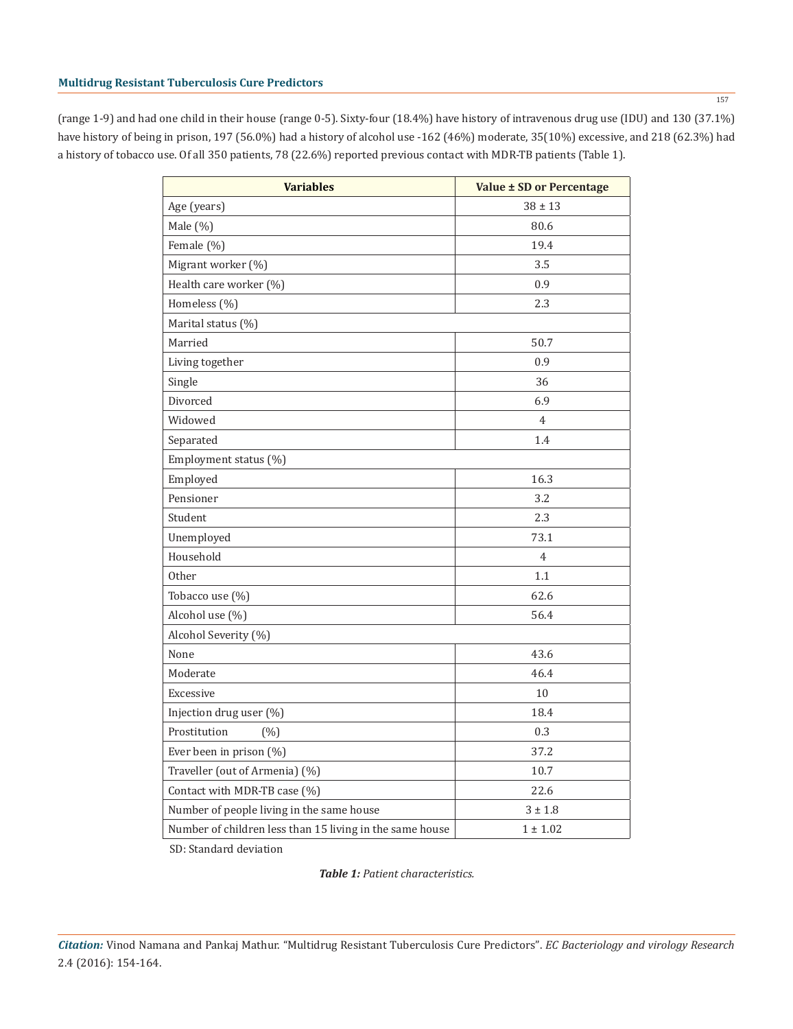(range 1-9) and had one child in their house (range 0-5). Sixty-four (18.4%) have history of intravenous drug use (IDU) and 130 (37.1%) have history of being in prison, 197 (56.0%) had a history of alcohol use -162 (46%) moderate, 35(10%) excessive, and 218 (62.3%) had a history of tobacco use. Of all 350 patients, 78 (22.6%) reported previous contact with MDR-TB patients (Table 1).

| Variables | Value ± SD or Percentage |
|---|---|
| Age (years) | 38 ± 13 |
| Male (%) | 80.6 |
| Female (%) | 19.4 |
| Migrant worker (%) | 3.5 |
| Health care worker (%) | 0.9 |
| Homeless (%) | 2.3 |
| Marital status (%) | |
| Married | 50.7 |
| Living together | 0.9 |
| Single | 36 |
| Divorced | 6.9 |
| Widowed | 4 |
| Separated | 1.4 |
| Employment status (%) | |
| Employed | 16.3 |
| Pensioner | 3.2 |
| Student | 2.3 |
| Unemployed | 73.1 |
| Household | 4 |
| Other | 1.1 |
| Tobacco use (%) | 62.6 |
| Alcohol use (%) | 56.4 |
| Alcohol Severity (%) | |
| None | 43.6 |
| Moderate | 46.4 |
| Excessive | 10 |
| Injection drug user (%) | 18.4 |
| Prostitution (%) | 0.3 |
| Ever been in prison (%) | 37.2 |
| Traveller (out of Armenia) (%) | 10.7 |
| Contact with MDR-TB case (%) | 22.6 |
| Number of people living in the same house | 3 ± 1.8 |
| Number of children less than 15 living in the same house | 1 ± 1.02 |

SD: Standard deviation

***Table 1:*** *Patient characteristics.*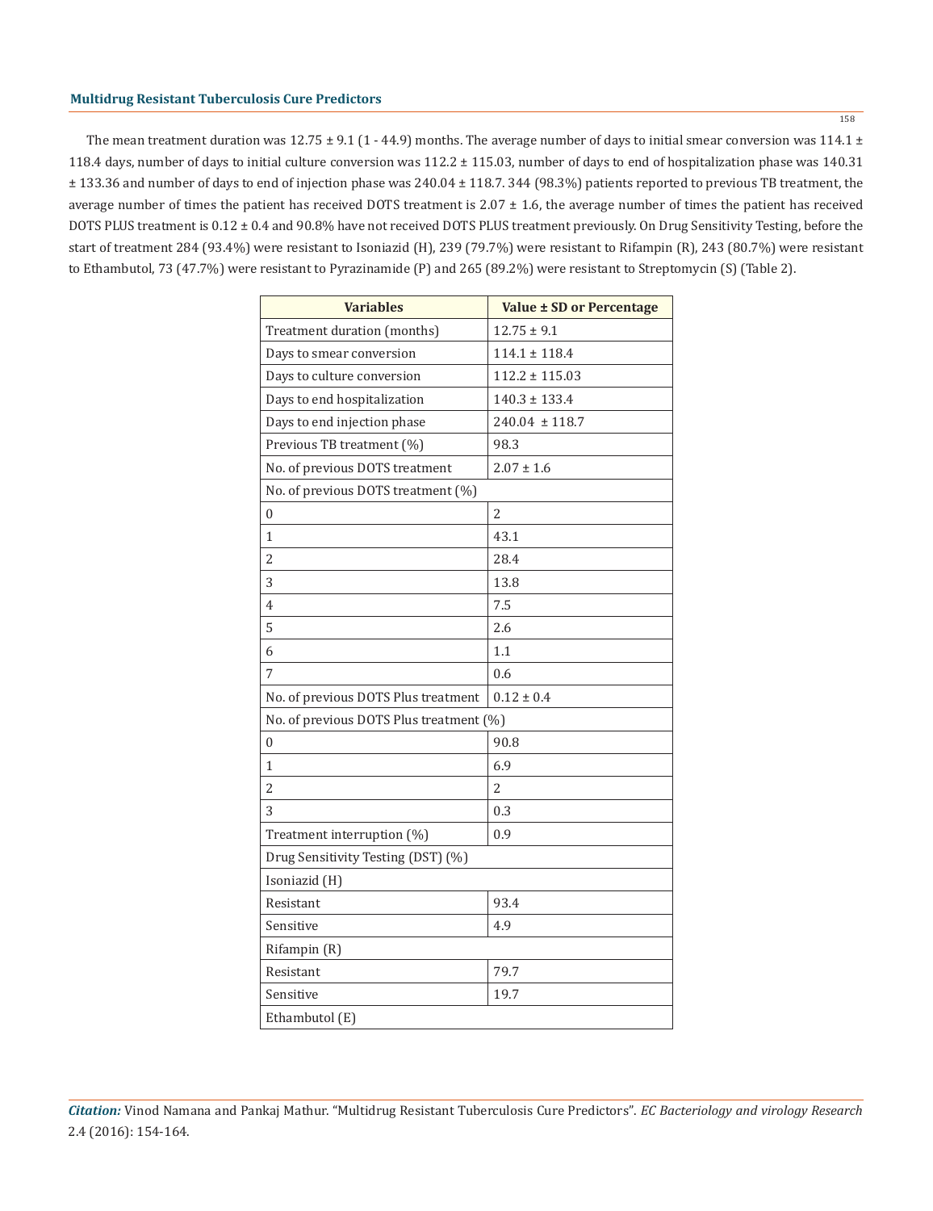The mean treatment duration was 12.75 ± 9.1 (1 - 44.9) months. The average number of days to initial smear conversion was 114.1 ± 118.4 days, number of days to initial culture conversion was 112.2 ± 115.03, number of days to end of hospitalization phase was 140.31 ± 133.36 and number of days to end of injection phase was 240.04 ± 118.7. 344 (98.3%) patients reported to previous TB treatment, the average number of times the patient has received DOTS treatment is 2.07 ± 1.6, the average number of times the patient has received DOTS PLUS treatment is 0.12 ± 0.4 and 90.8% have not received DOTS PLUS treatment previously. On Drug Sensitivity Testing, before the start of treatment 284 (93.4%) were resistant to Isoniazid (H), 239 (79.7%) were resistant to Rifampin (R), 243 (80.7%) were resistant to Ethambutol, 73 (47.7%) were resistant to Pyrazinamide (P) and 265 (89.2%) were resistant to Streptomycin (S) (Table 2).

| Variables | Value ± SD or Percentage |
|---|---|
| Treatment duration (months) | 12.75 ± 9.1 |
| Days to smear conversion | 114.1 ± 118.4 |
| Days to culture conversion | 112.2 ± 115.03 |
| Days to end hospitalization | 140.3 ± 133.4 |
| Days to end injection phase | 240.04 ± 118.7 |
| Previous TB treatment (%) | 98.3 |
| No. of previous DOTS treatment | 2.07 ± 1.6 |
| No. of previous DOTS treatment (%) | |
| 0 | 2 |
| 1 | 43.1 |
| 2 | 28.4 |
| 3 | 13.8 |
| 4 | 7.5 |
| 5 | 2.6 |
| 6 | 1.1 |
| 7 | 0.6 |
| No. of previous DOTS Plus treatment | 0.12 ± 0.4 |
| No. of previous DOTS Plus treatment (%) | |
| 0 | 90.8 |
| 1 | 6.9 |
| 2 | 2 |
| 3 | 0.3 |
| Treatment interruption (%) | 0.9 |
| Drug Sensitivity Testing (DST) (%) | |
| Isoniazid (H) | |
| Resistant | 93.4 |
| Sensitive | 4.9 |
| Rifampin (R) | |
| Resistant | 79.7 |
| Sensitive | 19.7 |
| Ethambutol (E) | |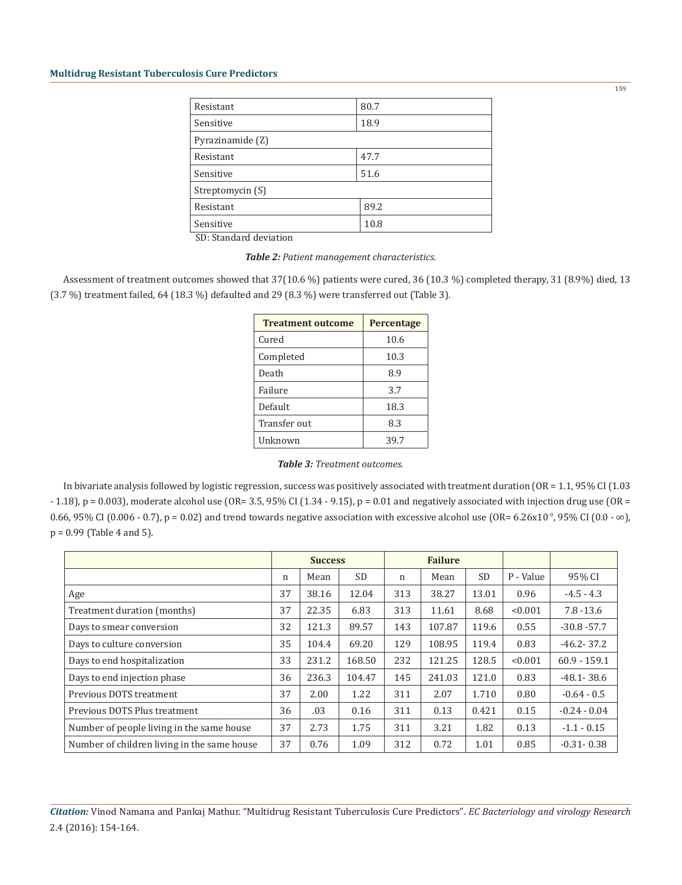| Resistant | 80.7 |
|---|---|
| Sensitive | 18.9 |
| Pyrazinamide (Z) | |
| Resistant | 47.7 |
| Sensitive | 51.6 |
| Streptomycin (S) | |
| Resistant | 89.2 |
| Sensitive | 10.8 |

SD: Standard deviation

***Table 2:*** *Patient management characteristics.*

Assessment of treatment outcomes showed that 37(10.6 %) patients were cured, 36 (10.3 %) completed therapy, 31 (8.9%) died, 13 (3.7 %) treatment failed, 64 (18.3 %) defaulted and 29 (8.3 %) were transferred out (Table 3).

| Treatment outcome | Percentage |
|---|---|
| Cured | 10.6 |
| Completed | 10.3 |
| Death | 8.9 |
| Failure | 3.7 |
| Default | 18.3 |
| Transfer out | 8.3 |
| Unknown | 39.7 |

***Table 3:*** *Treatment outcomes.*

In bivariate analysis followed by logistic regression, success was positively associated with treatment duration (OR = 1.1, 95% CI (1.03 - 1.18), p = 0.003), moderate alcohol use (OR= 3.5, 95% CI (1.34 - 9.15), p = 0.01 and negatively associated with injection drug use (OR = 0.66, 95% CI (0.006 - 0.7), p = 0.02) and trend towards negative association with excessive alcohol use (OR= $6.26 \times 10^{-9}$, 95% CI (0.0 - ∞), p = 0.99 (Table 4 and 5).

| | Success | | | Failure | | | | |
|---|---|---|---|---|---|---|---|---|
| | n | Mean | SD | n | Mean | SD | P - Value | 95% CI |
| Age | 37 | 38.16 | 12.04 | 313 | 38.27 | 13.01 | 0.96 | -4.5 - 4.3 |
| Treatment duration (months) | 37 | 22.35 | 6.83 | 313 | 11.61 | 8.68 | <0.001 | 7.8 -13.6 |
| Days to smear conversion | 32 | 121.3 | 89.57 | 143 | 107.87 | 119.6 | 0.55 | -30.8 -57.7 |
| Days to culture conversion | 35 | 104.4 | 69.20 | 129 | 108.95 | 119.4 | 0.83 | -46.2- 37.2 |
| Days to end hospitalization | 33 | 231.2 | 168.50 | 232 | 121.25 | 128.5 | <0.001 | 60.9 - 159.1 |
| Days to end injection phase | 36 | 236.3 | 104.47 | 145 | 241.03 | 121.0 | 0.83 | -48.1- 38.6 |
| Previous DOTS treatment | 37 | 2.00 | 1.22 | 311 | 2.07 | 1.710 | 0.80 | -0.64 - 0.5 |
| Previous DOTS Plus treatment | 36 | .03 | 0.16 | 311 | 0.13 | 0.421 | 0.15 | -0.24 - 0.04 |
| Number of people living in the same house | 37 | 2.73 | 1.75 | 311 | 3.21 | 1.82 | 0.13 | -1.1 - 0.15 |
| Number of children living in the same house | 37 | 0.76 | 1.09 | 312 | 0.72 | 1.01 | 0.85 | -0.31- 0.38 |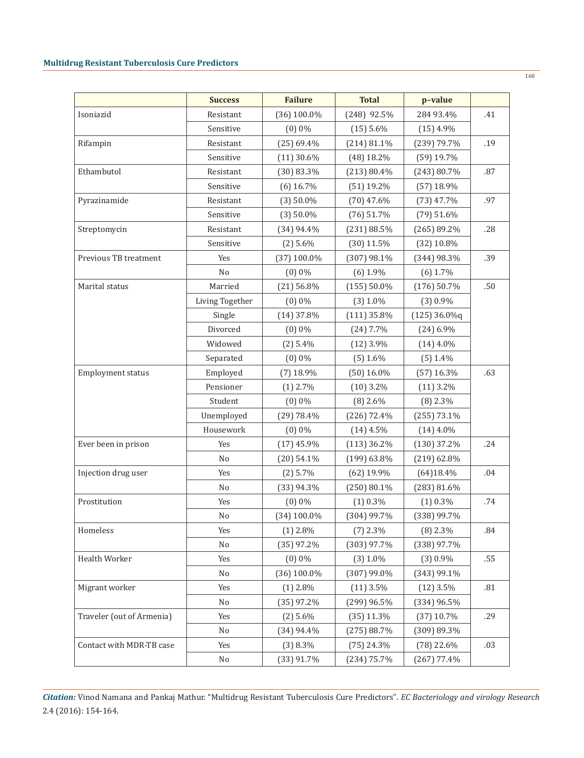|  | Success | Failure | Total | p–value |  |
|---|---|---|---|---|---|
| Isoniazid | Resistant | (36) 100.0% | (248) 92.5% | 284 93.4% | .41 |
|  | Sensitive | (0) 0% | (15) 5.6% | (15) 4.9% |  |
| Rifampin | Resistant | (25) 69.4% | (214) 81.1% | (239) 79.7% | .19 |
|  | Sensitive | (11) 30.6% | (48) 18.2% | (59) 19.7% |  |
| Ethambutol | Resistant | (30) 83.3% | (213) 80.4% | (243) 80.7% | .87 |
|  | Sensitive | (6) 16.7% | (51) 19.2% | (57) 18.9% |  |
| Pyrazinamide | Resistant | (3) 50.0% | (70) 47.6% | (73) 47.7% | .97 |
|  | Sensitive | (3) 50.0% | (76) 51.7% | (79) 51.6% |  |
| Streptomycin | Resistant | (34) 94.4% | (231) 88.5% | (265) 89.2% | .28 |
|  | Sensitive | (2) 5.6% | (30) 11.5% | (32) 10.8% |  |
| Previous TB treatment | Yes | (37) 100.0% | (307) 98.1% | (344) 98.3% | .39 |
|  | No | (0) 0% | (6) 1.9% | (6) 1.7% |  |
| Marital status | Married | (21) 56.8% | (155) 50.0% | (176) 50.7% | .50 |
|  | Living Together | (0) 0% | (3) 1.0% | (3) 0.9% |  |
|  | Single | (14) 37.8% | (111) 35.8% | (125) 36.0%q |  |
|  | Divorced | (0) 0% | (24) 7.7% | (24) 6.9% |  |
|  | Widowed | (2) 5.4% | (12) 3.9% | (14) 4.0% |  |
|  | Separated | (0) 0% | (5) 1.6% | (5) 1.4% |  |
| Employment status | Employed | (7) 18.9% | (50) 16.0% | (57) 16.3% | .63 |
|  | Pensioner | (1) 2.7% | (10) 3.2% | (11) 3.2% |  |
|  | Student | (0) 0% | (8) 2.6% | (8) 2.3% |  |
|  | Unemployed | (29) 78.4% | (226) 72.4% | (255) 73.1% |  |
|  | Housework | (0) 0% | (14) 4.5% | (14) 4.0% |  |
| Ever been in prison | Yes | (17) 45.9% | (113) 36.2% | (130) 37.2% | .24 |
|  | No | (20) 54.1% | (199) 63.8% | (219) 62.8% |  |
| Injection drug user | Yes | (2) 5.7% | (62) 19.9% | (64)18.4% | .04 |
|  | No | (33) 94.3% | (250) 80.1% | (283) 81.6% |  |
| Prostitution | Yes | (0) 0% | (1) 0.3% | (1) 0.3% | .74 |
|  | No | (34) 100.0% | (304) 99.7% | (338) 99.7% |  |
| Homeless | Yes | (1) 2.8% | (7) 2.3% | (8) 2.3% | .84 |
|  | No | (35) 97.2% | (303) 97.7% | (338) 97.7% |  |
| Health Worker | Yes | (0) 0% | (3) 1.0% | (3) 0.9% | .55 |
|  | No | (36) 100.0% | (307) 99.0% | (343) 99.1% |  |
| Migrant worker | Yes | (1) 2.8% | (11) 3.5% | (12) 3.5% | .81 |
|  | No | (35) 97.2% | (299) 96.5% | (334) 96.5% |  |
| Traveler (out of Armenia) | Yes | (2) 5.6% | (35) 11.3% | (37) 10.7% | .29 |
|  | No | (34) 94.4% | (275) 88.7% | (309) 89.3% |  |
| Contact with MDR-TB case | Yes | (3) 8.3% | (75) 24.3% | (78) 22.6% | .03 |
|  | No | (33) 91.7% | (234) 75.7% | (267) 77.4% |  |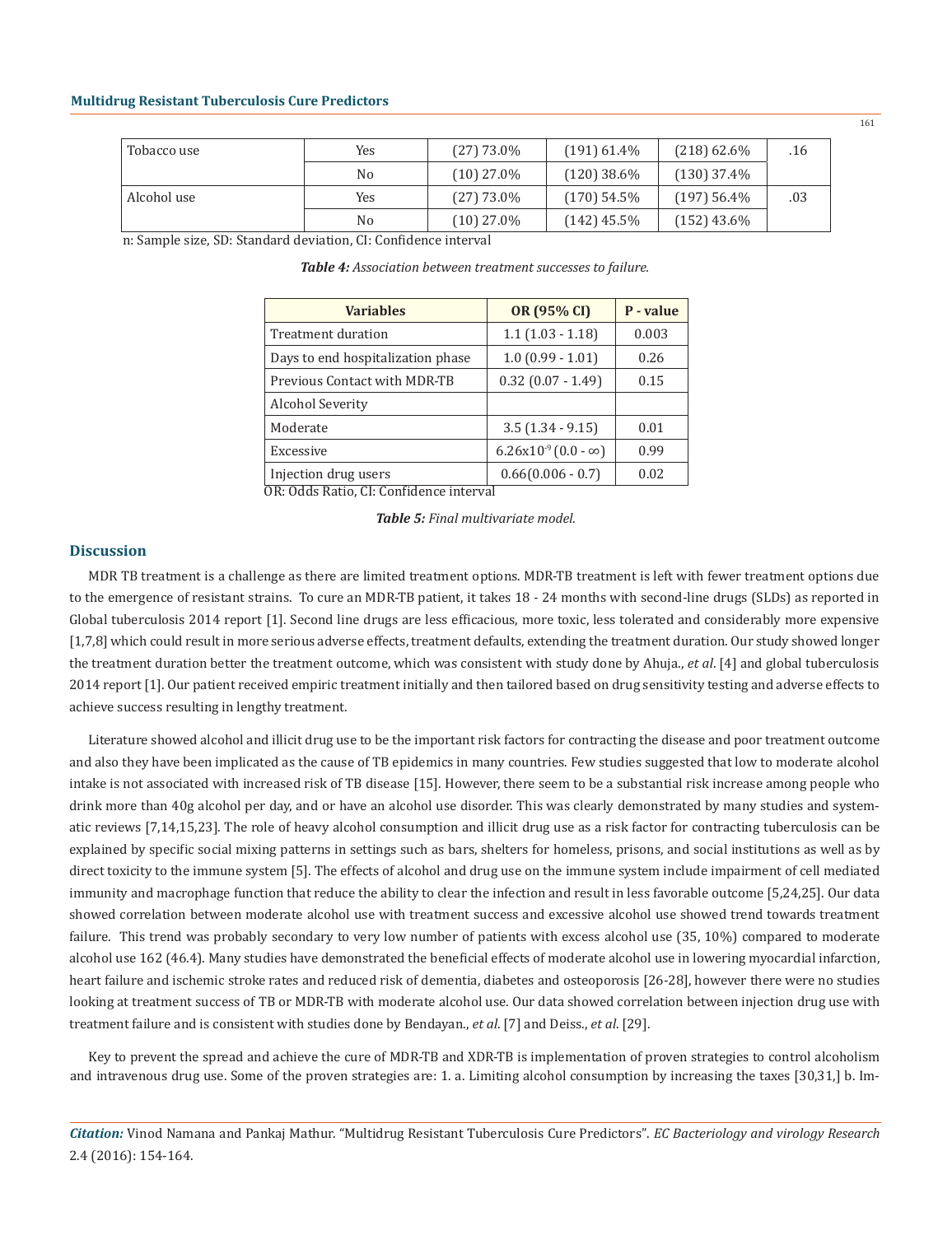| | | | | | |
|---|---|---|---|---|---|
| Tobacco use | Yes | (27) 73.0% | (191) 61.4% | (218) 62.6% | .16 |
| | No | (10) 27.0% | (120) 38.6% | (130) 37.4% | |
| Alcohol use | Yes | (27) 73.0% | (170) 54.5% | (197) 56.4% | .03 |
| | No | (10) 27.0% | (142) 45.5% | (152) 43.6% | |

n: Sample size, SD: Standard deviation, CI: Confidence interval

***Table 4:*** *Association between treatment successes to failure.*

| Variables | OR (95% CI) | P - value |
|---|---|---|
| Treatment duration | 1.1 (1.03 - 1.18) | 0.003 |
| Days to end hospitalization phase | 1.0 (0.99 - 1.01) | 0.26 |
| Previous Contact with MDR-TB | 0.32 (0.07 - 1.49) | 0.15 |
| Alcohol Severity | | |
| Moderate | 3.5 (1.34 - 9.15) | 0.01 |
| Excessive | $6.26 \times 10^{-9}$ (0.0 - ∞) | 0.99 |
| Injection drug users | 0.66(0.006 - 0.7) | 0.02 |

OR: Odds Ratio, CI: Confidence interval

***Table 5:*** *Final multivariate model.*

## Discussion

MDR TB treatment is a challenge as there are limited treatment options. MDR-TB treatment is left with fewer treatment options due to the emergence of resistant strains. To cure an MDR-TB patient, it takes 18 - 24 months with second-line drugs (SLDs) as reported in Global tuberculosis 2014 report [1]. Second line drugs are less efficacious, more toxic, less tolerated and considerably more expensive [1,7,8] which could result in more serious adverse effects, treatment defaults, extending the treatment duration. Our study showed longer the treatment duration better the treatment outcome, which was consistent with study done by Ahuja., *et al*. [4] and global tuberculosis 2014 report [1]. Our patient received empiric treatment initially and then tailored based on drug sensitivity testing and adverse effects to achieve success resulting in lengthy treatment.

Literature showed alcohol and illicit drug use to be the important risk factors for contracting the disease and poor treatment outcome and also they have been implicated as the cause of TB epidemics in many countries. Few studies suggested that low to moderate alcohol intake is not associated with increased risk of TB disease [15]. However, there seem to be a substantial risk increase among people who drink more than 40g alcohol per day, and or have an alcohol use disorder. This was clearly demonstrated by many studies and systematic reviews [7,14,15,23]. The role of heavy alcohol consumption and illicit drug use as a risk factor for contracting tuberculosis can be explained by specific social mixing patterns in settings such as bars, shelters for homeless, prisons, and social institutions as well as by direct toxicity to the immune system [5]. The effects of alcohol and drug use on the immune system include impairment of cell mediated immunity and macrophage function that reduce the ability to clear the infection and result in less favorable outcome [5,24,25]. Our data showed correlation between moderate alcohol use with treatment success and excessive alcohol use showed trend towards treatment failure. This trend was probably secondary to very low number of patients with excess alcohol use (35, 10%) compared to moderate alcohol use 162 (46.4). Many studies have demonstrated the beneficial effects of moderate alcohol use in lowering myocardial infarction, heart failure and ischemic stroke rates and reduced risk of dementia, diabetes and osteoporosis [26-28], however there were no studies looking at treatment success of TB or MDR-TB with moderate alcohol use. Our data showed correlation between injection drug use with treatment failure and is consistent with studies done by Bendayan., *et al*. [7] and Deiss., *et al*. [29].

Key to prevent the spread and achieve the cure of MDR-TB and XDR-TB is implementation of proven strategies to control alcoholism and intravenous drug use. Some of the proven strategies are: 1. a. Limiting alcohol consumption by increasing the taxes [30,31,] b. Im-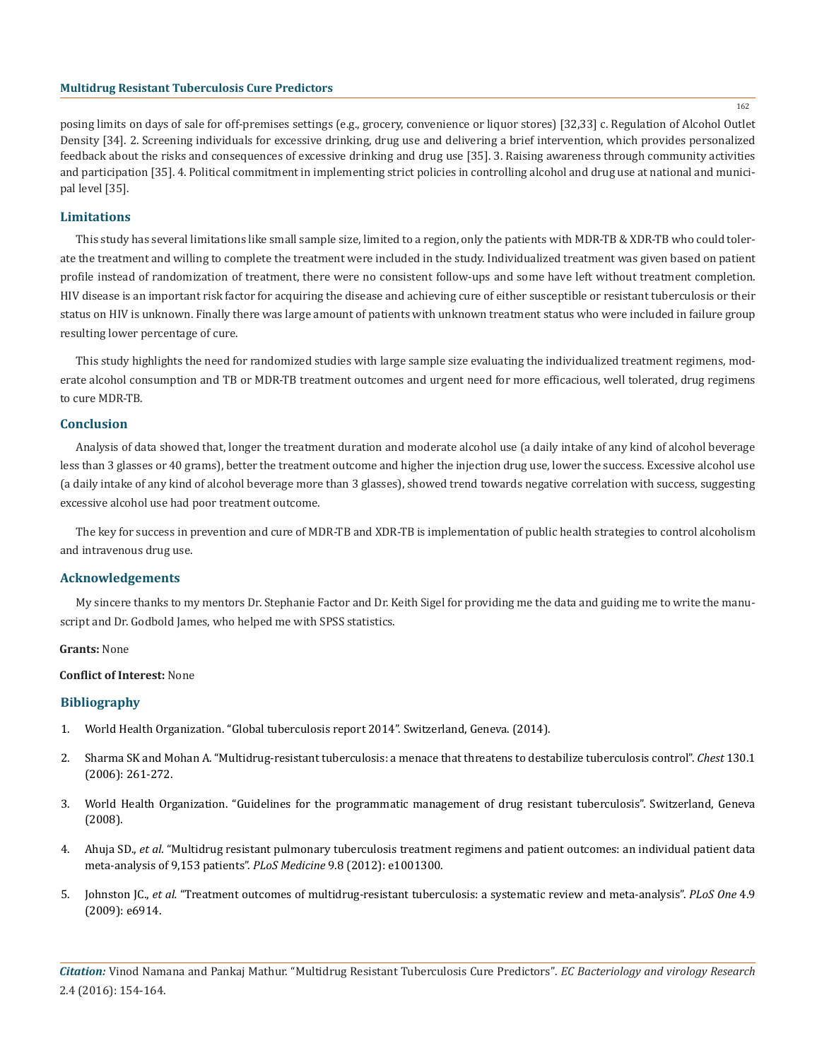posing limits on days of sale for off-premises settings (e.g., grocery, convenience or liquor stores) [32,33] c. Regulation of Alcohol Outlet Density [34]. 2. Screening individuals for excessive drinking, drug use and delivering a brief intervention, which provides personalized feedback about the risks and consequences of excessive drinking and drug use [35]. 3. Raising awareness through community activities and participation [35]. 4. Political commitment in implementing strict policies in controlling alcohol and drug use at national and municipal level [35].

## Limitations

This study has several limitations like small sample size, limited to a region, only the patients with MDR-TB & XDR-TB who could tolerate the treatment and willing to complete the treatment were included in the study. Individualized treatment was given based on patient profile instead of randomization of treatment, there were no consistent follow-ups and some have left without treatment completion. HIV disease is an important risk factor for acquiring the disease and achieving cure of either susceptible or resistant tuberculosis or their status on HIV is unknown. Finally there was large amount of patients with unknown treatment status who were included in failure group resulting lower percentage of cure.

This study highlights the need for randomized studies with large sample size evaluating the individualized treatment regimens, moderate alcohol consumption and TB or MDR-TB treatment outcomes and urgent need for more efficacious, well tolerated, drug regimens to cure MDR-TB.

## Conclusion

Analysis of data showed that, longer the treatment duration and moderate alcohol use (a daily intake of any kind of alcohol beverage less than 3 glasses or 40 grams), better the treatment outcome and higher the injection drug use, lower the success. Excessive alcohol use (a daily intake of any kind of alcohol beverage more than 3 glasses), showed trend towards negative correlation with success, suggesting excessive alcohol use had poor treatment outcome.

The key for success in prevention and cure of MDR-TB and XDR-TB is implementation of public health strategies to control alcoholism and intravenous drug use.

## Acknowledgements

My sincere thanks to my mentors Dr. Stephanie Factor and Dr. Keith Sigel for providing me the data and guiding me to write the manuscript and Dr. Godbold James, who helped me with SPSS statistics.

**Grants:** None

**Conflict of Interest:** None

## Bibliography

1. World Health Organization. "Global tuberculosis report 2014". Switzerland, Geneva. (2014).
2. Sharma SK and Mohan A. "Multidrug-resistant tuberculosis: a menace that threatens to destabilize tuberculosis control". *Chest* 130.1 (2006): 261-272.
3. World Health Organization. "Guidelines for the programmatic management of drug resistant tuberculosis". Switzerland, Geneva (2008).
4. Ahuja SD., *et al.* "Multidrug resistant pulmonary tuberculosis treatment regimens and patient outcomes: an individual patient data meta-analysis of 9,153 patients". *PLoS Medicine* 9.8 (2012): e1001300.
5. Johnston JC., *et al.* "Treatment outcomes of multidrug-resistant tuberculosis: a systematic review and meta-analysis". *PLoS One* 4.9 (2009): e6914.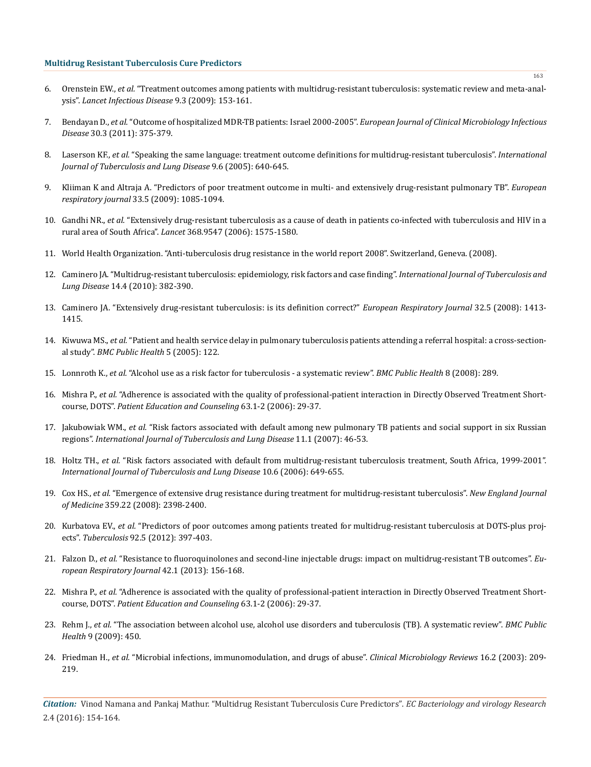6. Orenstein EW., *et al.* "Treatment outcomes among patients with multidrug-resistant tuberculosis: systematic review and meta-analysis". *Lancet Infectious Disease* 9.3 (2009): 153-161.

7. Bendayan D., *et al.* "Outcome of hospitalized MDR-TB patients: Israel 2000-2005". *European Journal of Clinical Microbiology Infectious Disease* 30.3 (2011): 375-379.

8. Laserson KF., *et al.* "Speaking the same language: treatment outcome definitions for multidrug-resistant tuberculosis". *International Journal of Tuberculosis and Lung Disease* 9.6 (2005): 640-645.

9. Kliiman K and Altraja A. "Predictors of poor treatment outcome in multi- and extensively drug-resistant pulmonary TB". *European respiratory journal* 33.5 (2009): 1085-1094.

10. Gandhi NR., *et al.* "Extensively drug-resistant tuberculosis as a cause of death in patients co-infected with tuberculosis and HIV in a rural area of South Africa". *Lancet* 368.9547 (2006): 1575-1580.

11. World Health Organization. "Anti-tuberculosis drug resistance in the world report 2008". Switzerland, Geneva. (2008).

12. Caminero JA. "Multidrug-resistant tuberculosis: epidemiology, risk factors and case finding". *International Journal of Tuberculosis and Lung Disease* 14.4 (2010): 382-390.

13. Caminero JA. "Extensively drug-resistant tuberculosis: is its definition correct?" *European Respiratory Journal* 32.5 (2008): 1413-1415.

14. Kiwuwa MS., *et al.* "Patient and health service delay in pulmonary tuberculosis patients attending a referral hospital: a cross-sectional study". *BMC Public Health* 5 (2005): 122.

15. Lonnroth K., *et al.* "Alcohol use as a risk factor for tuberculosis - a systematic review". *BMC Public Health* 8 (2008): 289.

16. Mishra P., *et al.* "Adherence is associated with the quality of professional-patient interaction in Directly Observed Treatment Short-course, DOTS". *Patient Education and Counseling* 63.1-2 (2006): 29-37.

17. Jakubowiak WM., *et al.* "Risk factors associated with default among new pulmonary TB patients and social support in six Russian regions". *International Journal of Tuberculosis and Lung Disease* 11.1 (2007): 46-53.

18. Holtz TH., *et al.* "Risk factors associated with default from multidrug-resistant tuberculosis treatment, South Africa, 1999-2001". *International Journal of Tuberculosis and Lung Disease* 10.6 (2006): 649-655.

19. Cox HS., *et al.* "Emergence of extensive drug resistance during treatment for multidrug-resistant tuberculosis". *New England Journal of Medicine* 359.22 (2008): 2398-2400.

20. Kurbatova EV., *et al.* "Predictors of poor outcomes among patients treated for multidrug-resistant tuberculosis at DOTS-plus projects". *Tuberculosis* 92.5 (2012): 397-403.

21. Falzon D., *et al.* "Resistance to fluoroquinolones and second-line injectable drugs: impact on multidrug-resistant TB outcomes". *European Respiratory Journal* 42.1 (2013): 156-168.

22. Mishra P., *et al.* "Adherence is associated with the quality of professional-patient interaction in Directly Observed Treatment Short-course, DOTS". *Patient Education and Counseling* 63.1-2 (2006): 29-37.

23. Rehm J., *et al.* "The association between alcohol use, alcohol use disorders and tuberculosis (TB). A systematic review". *BMC Public Health* 9 (2009): 450.

24. Friedman H., *et al.* "Microbial infections, immunomodulation, and drugs of abuse". *Clinical Microbiology Reviews* 16.2 (2003): 209-219.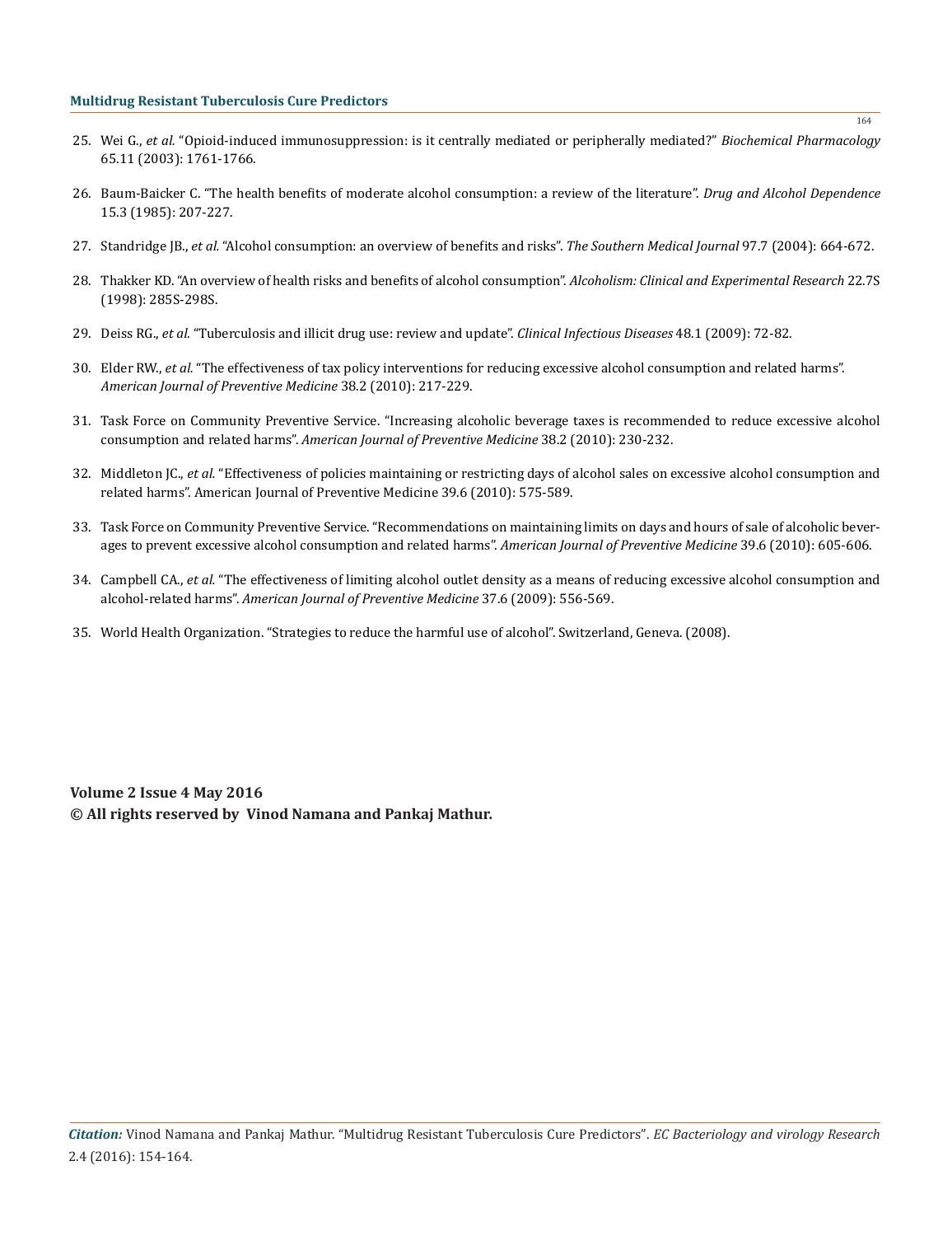25. Wei G., *et al.* "Opioid-induced immunosuppression: is it centrally mediated or peripherally mediated?" *Biochemical Pharmacology* 65.11 (2003): 1761-1766.

26. Baum-Baicker C. "The health benefits of moderate alcohol consumption: a review of the literature". *Drug and Alcohol Dependence* 15.3 (1985): 207-227.

27. Standridge JB., *et al.* "Alcohol consumption: an overview of benefits and risks". *The Southern Medical Journal* 97.7 (2004): 664-672.

28. Thakker KD. "An overview of health risks and benefits of alcohol consumption". *Alcoholism: Clinical and Experimental Research* 22.7S (1998): 285S-298S.

29. Deiss RG., *et al.* "Tuberculosis and illicit drug use: review and update". *Clinical Infectious Diseases* 48.1 (2009): 72-82.

30. Elder RW., *et al.* "The effectiveness of tax policy interventions for reducing excessive alcohol consumption and related harms". *American Journal of Preventive Medicine* 38.2 (2010): 217-229.

31. Task Force on Community Preventive Service. "Increasing alcoholic beverage taxes is recommended to reduce excessive alcohol consumption and related harms". *American Journal of Preventive Medicine* 38.2 (2010): 230-232.

32. Middleton JC., *et al.* "Effectiveness of policies maintaining or restricting days of alcohol sales on excessive alcohol consumption and related harms". American Journal of Preventive Medicine 39.6 (2010): 575-589.

33. Task Force on Community Preventive Service. "Recommendations on maintaining limits on days and hours of sale of alcoholic beverages to prevent excessive alcohol consumption and related harms". *American Journal of Preventive Medicine* 39.6 (2010): 605-606.

34. Campbell CA., *et al.* "The effectiveness of limiting alcohol outlet density as a means of reducing excessive alcohol consumption and alcohol-related harms". *American Journal of Preventive Medicine* 37.6 (2009): 556-569.

35. World Health Organization. "Strategies to reduce the harmful use of alcohol". Switzerland, Geneva. (2008).

**Volume 2 Issue 4 May 2016**
**© All rights reserved by Vinod Namana and Pankaj Mathur.**